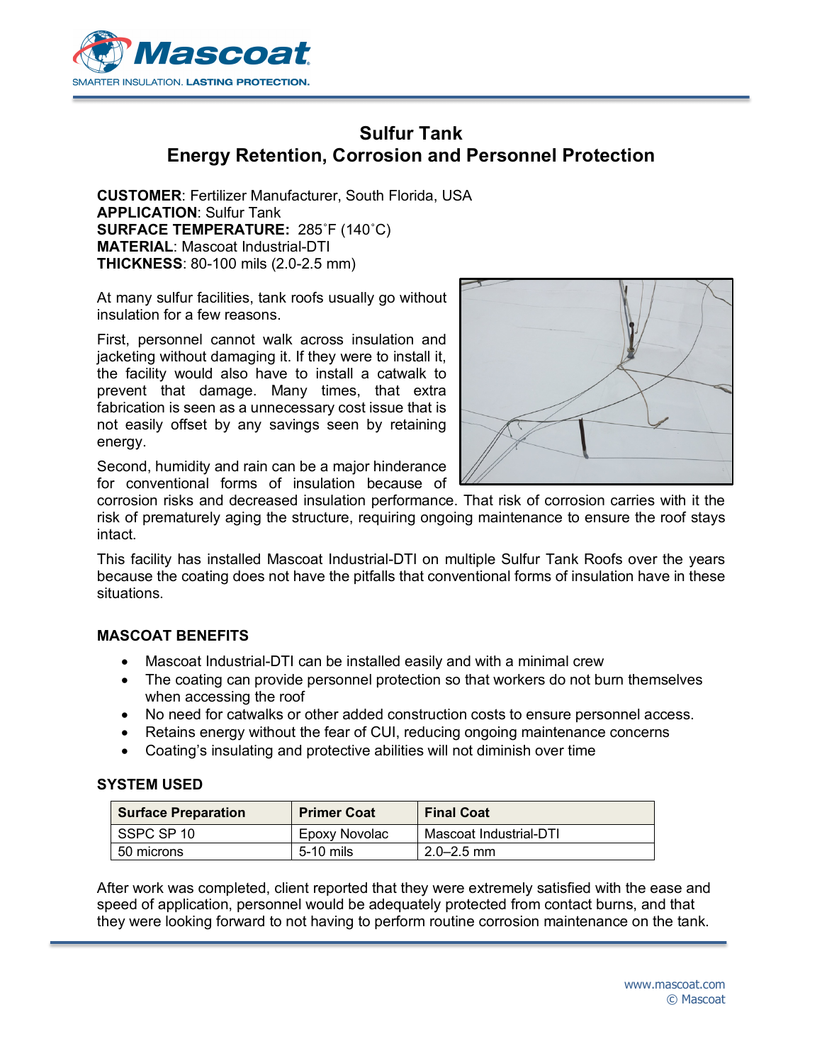# Sulfur Tank
## Energy Retention, Corrosion and Personnel Protection

**CUSTOMER**: Fertilizer Manufacturer, South Florida, USA
**APPLICATION**: Sulfur Tank
**SURFACE TEMPERATURE:** 285˚F (140˚C)
**MATERIAL**: Mascoat Industrial-DTI
**THICKNESS**: 80-100 mils (2.0-2.5 mm)

At many sulfur facilities, tank roofs usually go without insulation for a few reasons.

First, personnel cannot walk across insulation and jacketing without damaging it. If they were to install it, the facility would also have to install a catwalk to prevent that damage. Many times, that extra fabrication is seen as a unnecessary cost issue that is not easily offset by any savings seen by retaining energy.

Second, humidity and rain can be a major hinderance for conventional forms of insulation because of corrosion risks and decreased insulation performance. That risk of corrosion carries with it the risk of prematurely aging the structure, requiring ongoing maintenance to ensure the roof stays intact.

This facility has installed Mascoat Industrial-DTI on multiple Sulfur Tank Roofs over the years because the coating does not have the pitfalls that conventional forms of insulation have in these situations.

### MASCOAT BENEFITS

- Mascoat Industrial-DTI can be installed easily and with a minimal crew
- The coating can provide personnel protection so that workers do not burn themselves when accessing the roof
- No need for catwalks or other added construction costs to ensure personnel access.
- Retains energy without the fear of CUI, reducing ongoing maintenance concerns
- Coating's insulating and protective abilities will not diminish over time

### SYSTEM USED

| Surface Preparation | Primer Coat | Final Coat |
|---|---|---|
| SSPC SP 10 | Epoxy Novolac | Mascoat Industrial-DTI |
| 50 microns | 5-10 mils | 2.0–2.5 mm |

After work was completed, client reported that they were extremely satisfied with the ease and speed of application, personnel would be adequately protected from contact burns, and that they were looking forward to not having to perform routine corrosion maintenance on the tank.

www.mascoat.com
© Mascoat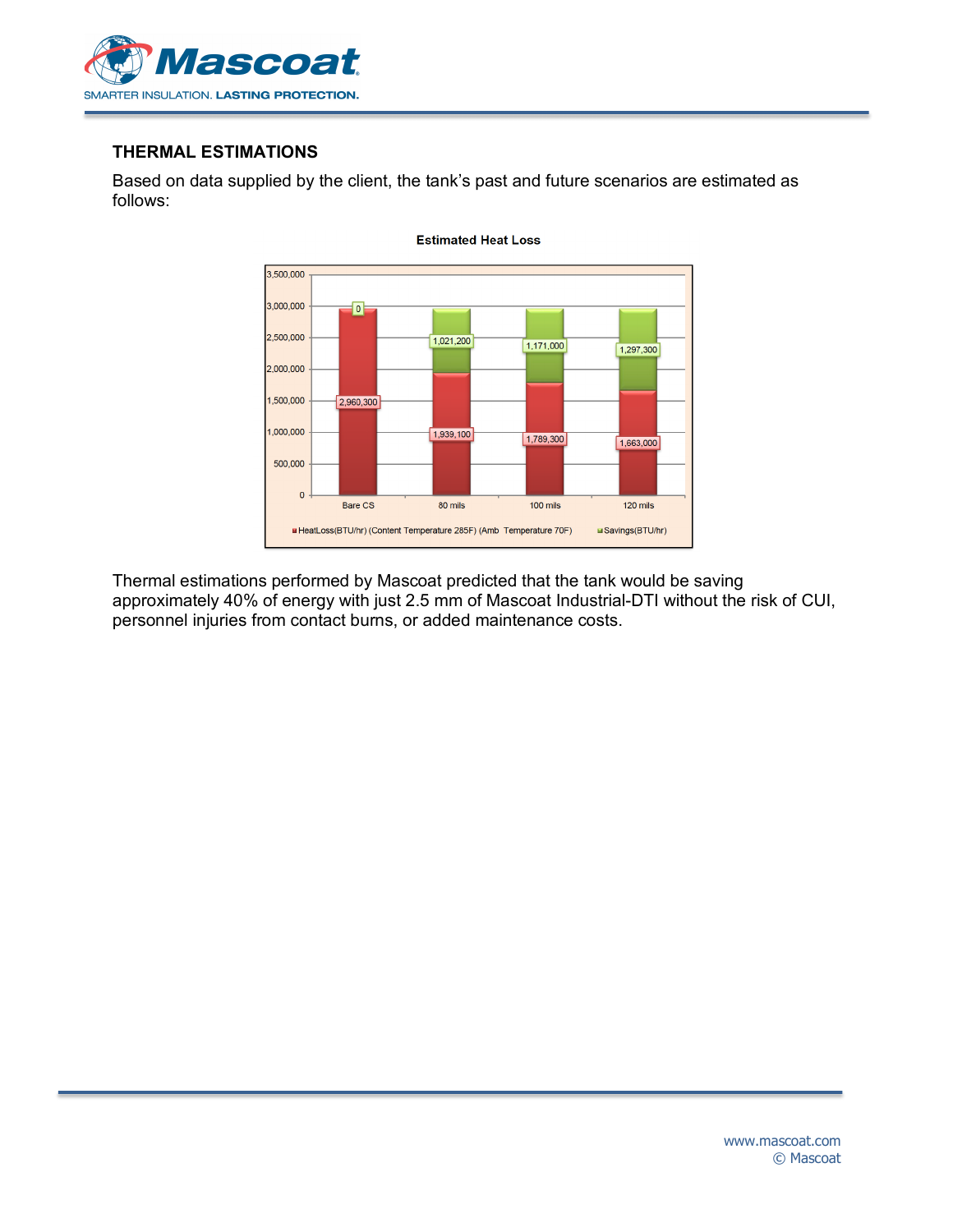## THERMAL ESTIMATIONS

Based on data supplied by the client, the tank's past and future scenarios are estimated as follows:

Estimated Heat Loss

3,500,000
3,000,000
2,500,000
2,000,000
1,500,000
1,000,000
500,000
0

Bare CS: 2,960,300; 0
80 mils: 1,939,100; 1,021,200
100 mils: 1,789,300; 1,171,000
120 mils: 1,663,000; 1,297,300

HeatLoss(BTU/hr) (Content Temperature 285F) (Amb Temperature 70F)
Savings(BTU/hr)

Thermal estimations performed by Mascoat predicted that the tank would be saving approximately 40% of energy with just 2.5 mm of Mascoat Industrial-DTI without the risk of CUI, personnel injuries from contact burns, or added maintenance costs.